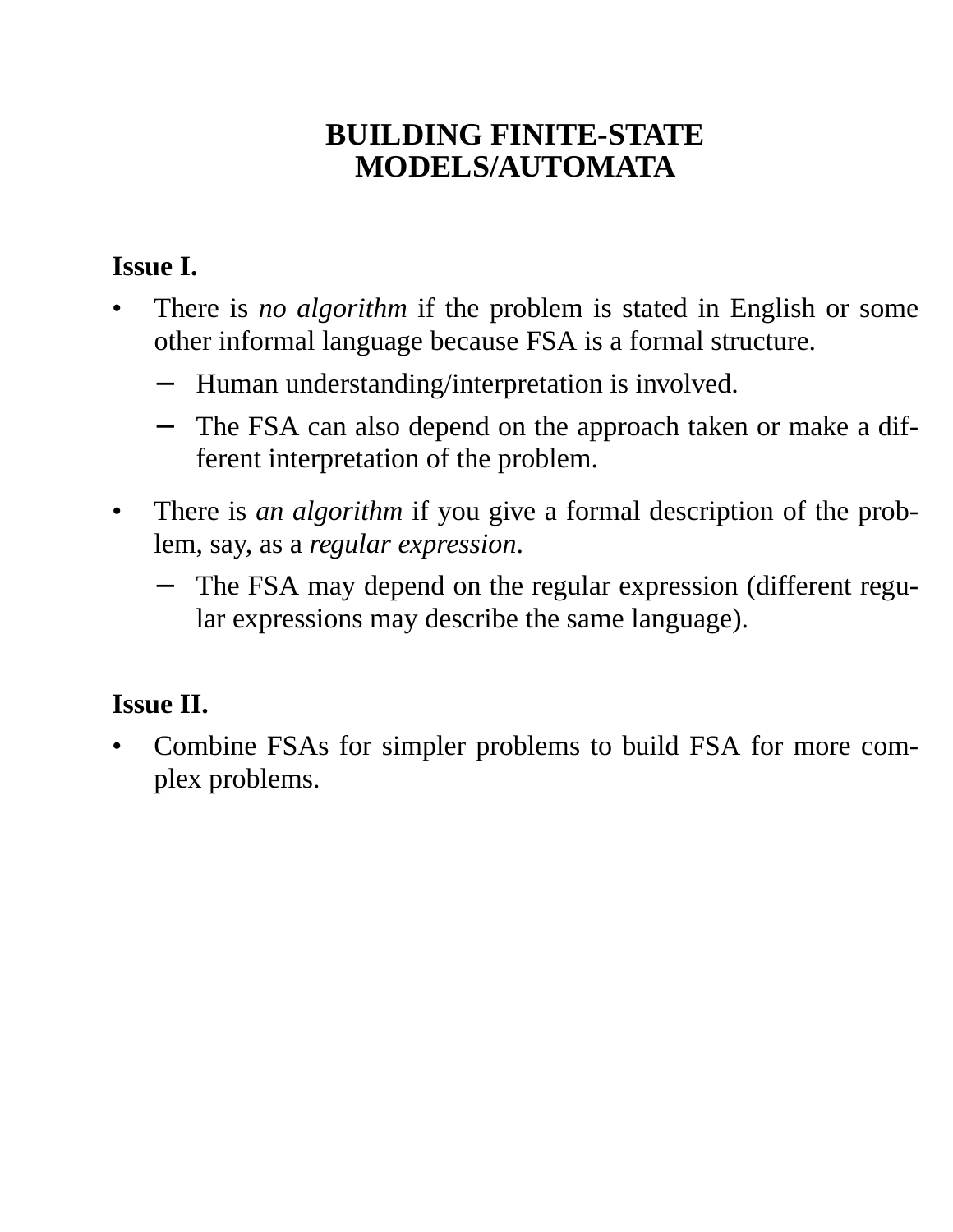# BUILDING FINITE-STATE MODELS/AUTOMATA

**Issue I.**

- There is *no algorithm* if the problem is stated in English or some other informal language because FSA is a formal structure.
  - Human understanding/interpretation is involved.
  - The FSA can also depend on the approach taken or make a different interpretation of the problem.
- There is *an algorithm* if you give a formal description of the problem, say, as a *regular expression*.
  - The FSA may depend on the regular expression (different regular expressions may describe the same language).

**Issue II.**

- Combine FSAs for simpler problems to build FSA for more complex problems.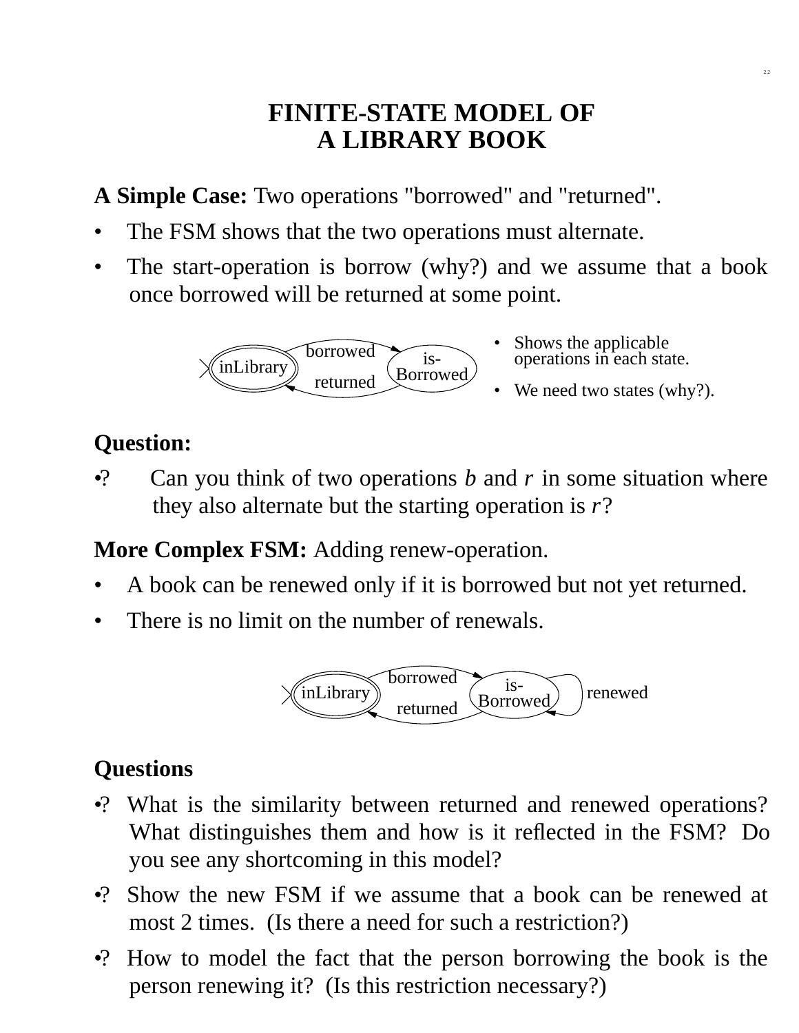# FINITE-STATE MODEL OF A LIBRARY BOOK

**A Simple Case:** Two operations "borrowed" and "returned".

- The FSM shows that the two operations must alternate.
- The start-operation is borrow (why?) and we assume that a book once borrowed will be returned at some point.

inLibrary — borrowed → is-Borrowed; is-Borrowed — returned → inLibrary

- Shows the applicable operations in each state.
- We need two states (why?).

**Question:**

•? Can you think of two operations *b* and *r* in some situation where they also alternate but the starting operation is *r*?

**More Complex FSM:** Adding renew-operation.

- A book can be renewed only if it is borrowed but not yet returned.
- There is no limit on the number of renewals.

inLibrary — borrowed → is-Borrowed; is-Borrowed — returned → inLibrary; is-Borrowed — renewed → is-Borrowed

**Questions**

•? What is the similarity between returned and renewed operations? What distinguishes them and how is it reflected in the FSM? Do you see any shortcoming in this model?

•? Show the new FSM if we assume that a book can be renewed at most 2 times. (Is there a need for such a restriction?)

•? How to model the fact that the person borrowing the book is the person renewing it? (Is this restriction necessary?)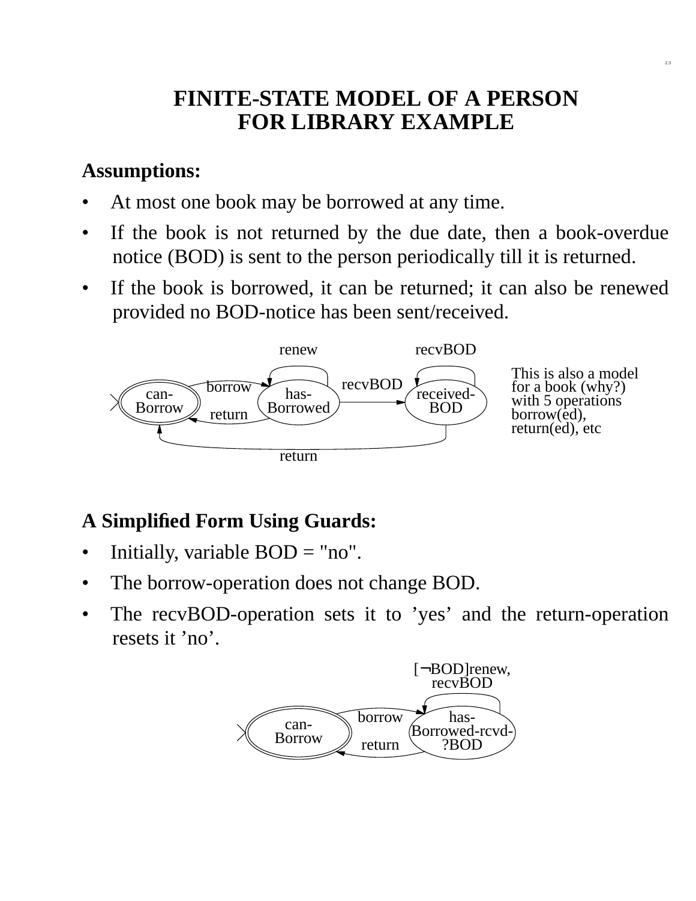# FINITE-STATE MODEL OF A PERSON FOR LIBRARY EXAMPLE

**Assumptions:**

- At most one book may be borrowed at any time.
- If the book is not returned by the due date, then a book-overdue notice (BOD) is sent to the person periodically till it is returned.
- If the book is borrowed, it can be returned; it can also be renewed provided no BOD-notice has been sent/received.

renew recvBOD

borrow recvBOD

can-Borrow has-Borrowed received-BOD

return

return

This is also a model for a book (why?) with 5 operations borrow(ed), return(ed), etc

**A Simplified Form Using Guards:**

- Initially, variable BOD = "no".
- The borrow-operation does not change BOD.
- The recvBOD-operation sets it to 'yes' and the return-operation resets it 'no'.

[¬BOD]renew, recvBOD

borrow

can-Borrow has-Borrowed-rcvd-?BOD

return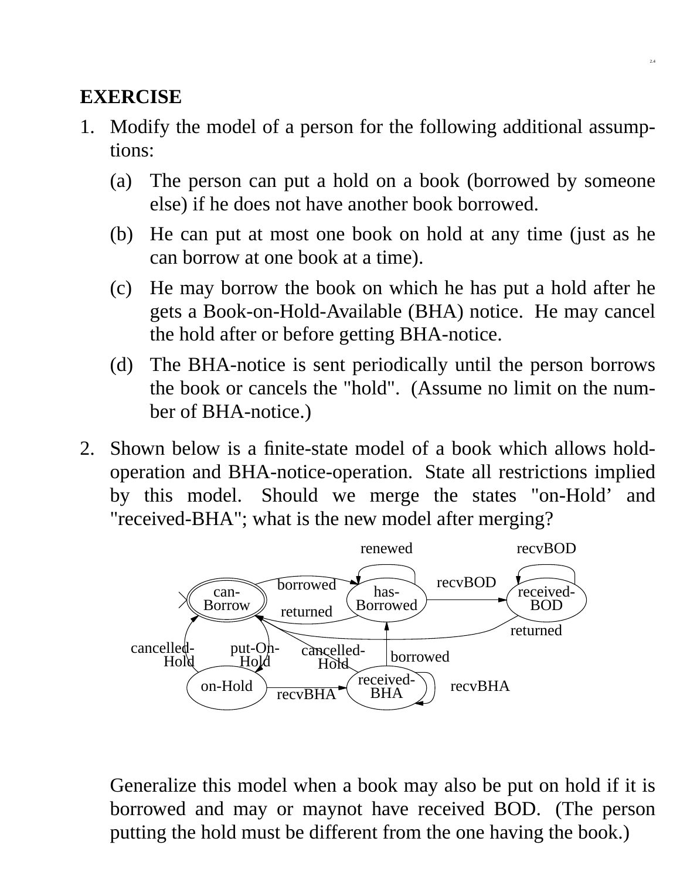**EXERCISE**

1. Modify the model of a person for the following additional assumptions:

   (a) The person can put a hold on a book (borrowed by someone else) if he does not have another book borrowed.

   (b) He can put at most one book on hold at any time (just as he can borrow at one book at a time).

   (c) He may borrow the book on which he has put a hold after he gets a Book-on-Hold-Available (BHA) notice. He may cancel the hold after or before getting BHA-notice.

   (d) The BHA-notice is sent periodically until the person borrows the book or cancels the "hold". (Assume no limit on the number of BHA-notice.)

2. Shown below is a finite-state model of a book which allows hold-operation and BHA-notice-operation. State all restrictions implied by this model. Should we merge the states "on-Hold' and "received-BHA"; what is the new model after merging?

   Generalize this model when a book may also be put on hold if it is borrowed and may or maynot have received BOD. (The person putting the hold must be different from the one having the book.)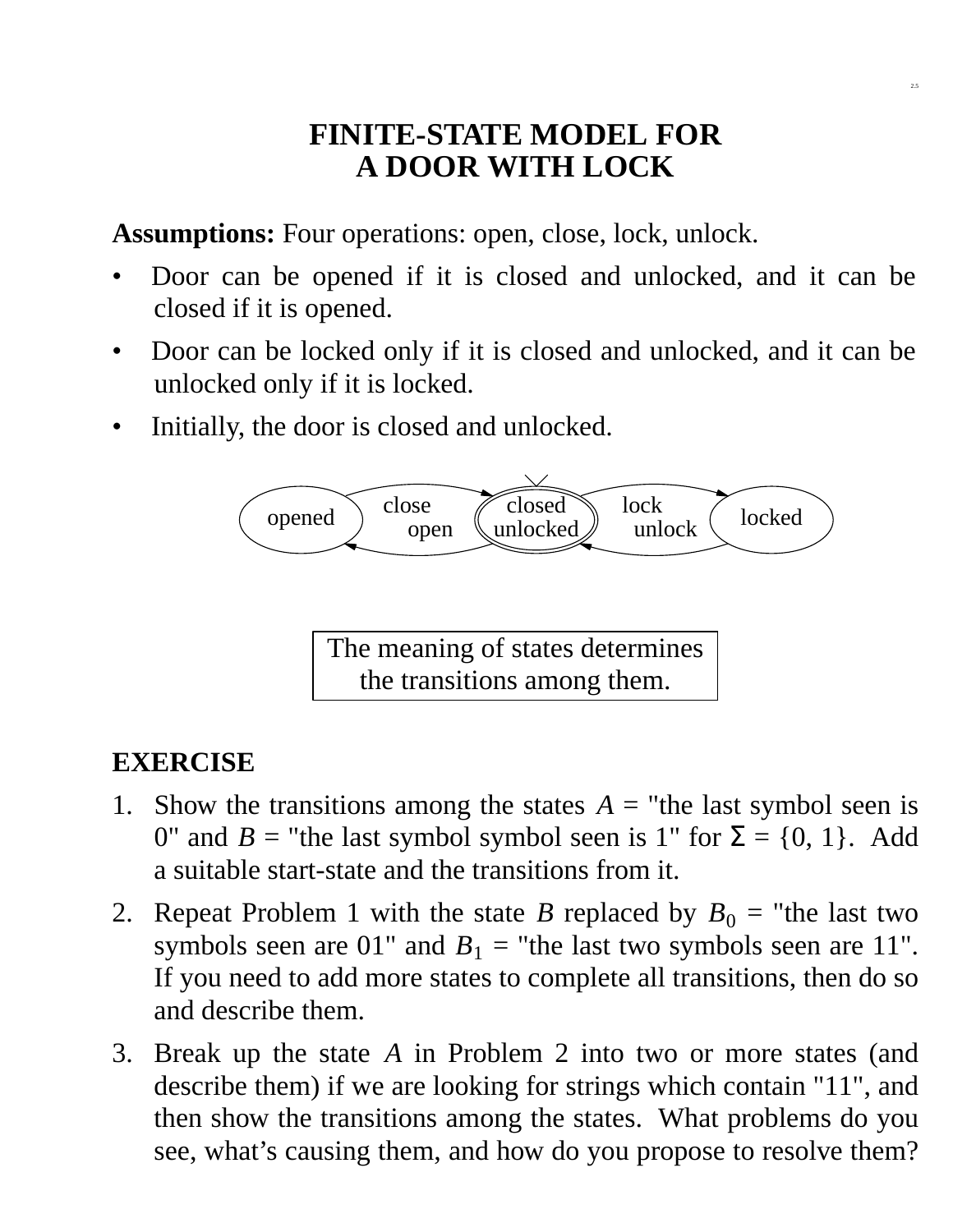# FINITE-STATE MODEL FOR A DOOR WITH LOCK

**Assumptions:** Four operations: open, close, lock, unlock.

- Door can be opened if it is closed and unlocked, and it can be closed if it is opened.
- Door can be locked only if it is closed and unlocked, and it can be unlocked only if it is locked.
- Initially, the door is closed and unlocked.

opened — close → closed unlocked — lock → locked
opened ← open — closed unlocked ← unlock — locked

| The meaning of states determines the transitions among them. |
|---|

**EXERCISE**

1. Show the transitions among the states $A$ = "the last symbol seen is 0" and $B$ = "the last symbol symbol seen is 1" for $\Sigma = \{0, 1\}$. Add a suitable start-state and the transitions from it.
2. Repeat Problem 1 with the state $B$ replaced by $B_0$ = "the last two symbols seen are 01" and $B_1$ = "the last two symbols seen are 11". If you need to add more states to complete all transitions, then do so and describe them.
3. Break up the state $A$ in Problem 2 into two or more states (and describe them) if we are looking for strings which contain "11", and then show the transitions among the states. What problems do you see, what's causing them, and how do you propose to resolve them?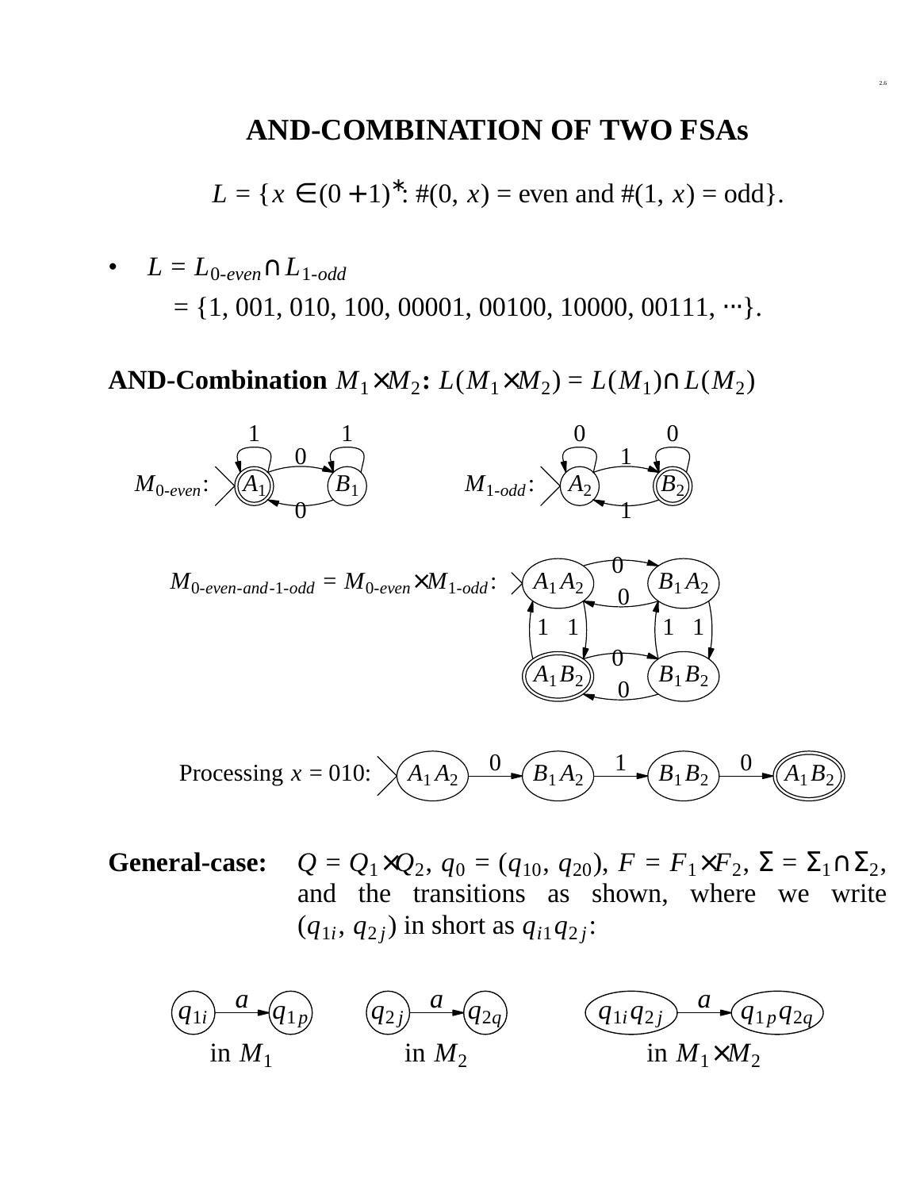# AND-COMBINATION OF TWO FSAs

$$L = \{x \in (0+1)^*: \#(0, x) = \text{even and } \#(1, x) = \text{odd}\}.$$

- $L = L_{0\text{-}even} \cap L_{1\text{-}odd}$
  $= \{1, 001, 010, 100, 00001, 00100, 10000, 00111, \cdots\}$.

**AND-Combination $M_1 \times M_2$: $L(M_1 \times M_2) = L(M_1) \cap L(M_2)$**

$M_{0\text{-}even}$: states $A_1$ (start, final), $B_1$; $A_1 \xrightarrow{0} B_1$, $B_1 \xrightarrow{0} A_1$, loops on 1 at $A_1$ and $B_1$.

$M_{1\text{-}odd}$: states $A_2$ (start), $B_2$ (final); $A_2 \xrightarrow{1} B_2$, $B_2 \xrightarrow{1} A_2$, loops on 0 at $A_2$ and $B_2$.

$M_{0\text{-}even\text{-}and\text{-}1\text{-}odd} = M_{0\text{-}even} \times M_{1\text{-}odd}$: states $A_1A_2$ (start), $B_1A_2$, $A_1B_2$ (final), $B_1B_2$; $A_1A_2 \leftrightarrow B_1A_2$ on 0, $A_1B_2 \leftrightarrow B_1B_2$ on 0, $A_1A_2 \leftrightarrow A_1B_2$ on 1, $B_1A_2 \leftrightarrow B_1B_2$ on 1.

Processing $x = 010$: $A_1A_2 \xrightarrow{0} B_1A_2 \xrightarrow{1} B_1B_2 \xrightarrow{0} A_1B_2$

**General-case:** $Q = Q_1 \times Q_2$, $q_0 = (q_{10}, q_{20})$, $F = F_1 \times F_2$, $\Sigma = \Sigma_1 \cap \Sigma_2$, and the transitions as shown, where we write $(q_{1i}, q_{2j})$ in short as $q_{i1}q_{2j}$:

$q_{1i} \xrightarrow{a} q_{1p}$ in $M_1$ $\qquad$ $q_{2j} \xrightarrow{a} q_{2q}$ in $M_2$ $\qquad$ $q_{1i}q_{2j} \xrightarrow{a} q_{1p}q_{2q}$ in $M_1 \times M_2$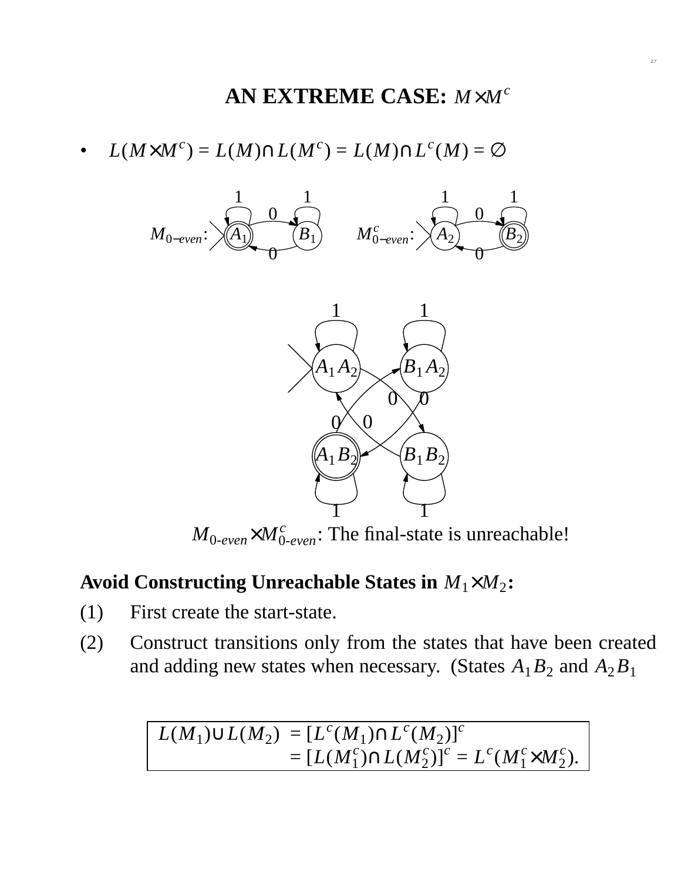# AN EXTREME CASE: $M \times M^c$

- $L(M \times M^c) = L(M) \cap L(M^c) = L(M) \cap L^c(M) = \emptyset$

$M_{0\text{-}even}$: $A_1$, $B_1$ &nbsp;&nbsp;&nbsp; $M^c_{0\text{-}even}$: $A_2$, $B_2$

$M_{0\text{-}even} \times M^c_{0\text{-}even}$: The final-state is unreachable!

**Avoid Constructing Unreachable States in $M_1 \times M_2$:**

(1) First create the start-state.

(2) Construct transitions only from the states that have been created and adding new states when necessary. (States $A_1B_2$ and $A_2B_1$

$$
\begin{aligned}
L(M_1) \cup L(M_2) &= [L^c(M_1) \cap L^c(M_2)]^c \\
&= [L(M_1^c) \cap L(M_2^c)]^c = L^c(M_1^c \times M_2^c).
\end{aligned}
$$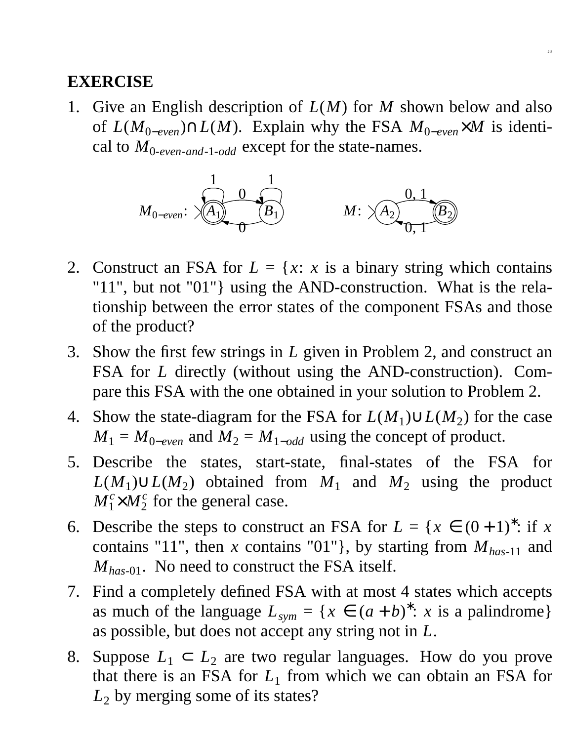## EXERCISE

1. Give an English description of $L(M)$ for $M$ shown below and also of $L(M_{0-even}) \cap L(M)$. Explain why the FSA $M_{0-even} \times M$ is identical to $M_{0\text{-}even\text{-}and\text{-}1\text{-}odd}$ except for the state-names.

   $M_{0-even}$: states $A_1$ (start, final), $B_1$; $A_1 \xrightarrow{1} A_1$, $A_1 \xrightarrow{0} B_1$, $B_1 \xrightarrow{1} B_1$, $B_1 \xrightarrow{0} A_1$.

   $M$: states $A_2$ (start), $B_2$ (final); $A_2 \xrightarrow{0,\,1} B_2$, $B_2 \xrightarrow{0,\,1} A_2$.

2. Construct an FSA for $L$ = {$x$: $x$ is a binary string which contains "11", but not "01"} using the AND-construction. What is the relationship between the error states of the component FSAs and those of the product?

3. Show the first few strings in $L$ given in Problem 2, and construct an FSA for $L$ directly (without using the AND-construction). Compare this FSA with the one obtained in your solution to Problem 2.

4. Show the state-diagram for the FSA for $L(M_1) \cup L(M_2)$ for the case $M_1 = M_{0-even}$ and $M_2 = M_{1-odd}$ using the concept of product.

5. Describe the states, start-state, final-states of the FSA for $L(M_1) \cup L(M_2)$ obtained from $M_1$ and $M_2$ using the product $M_1^c \times M_2^c$ for the general case.

6. Describe the steps to construct an FSA for $L = \{x \in (0+1)^*$: if $x$ contains "11", then $x$ contains "01"$\}$, by starting from $M_{has\text{-}11}$ and $M_{has\text{-}01}$. No need to construct the FSA itself.

7. Find a completely defined FSA with at most 4 states which accepts as much of the language $L_{sym} = \{x \in (a+b)^*$: $x$ is a palindrome$\}$ as possible, but does not accept any string not in $L$.

8. Suppose $L_1 \subset L_2$ are two regular languages. How do you prove that there is an FSA for $L_1$ from which we can obtain an FSA for $L_2$ by merging some of its states?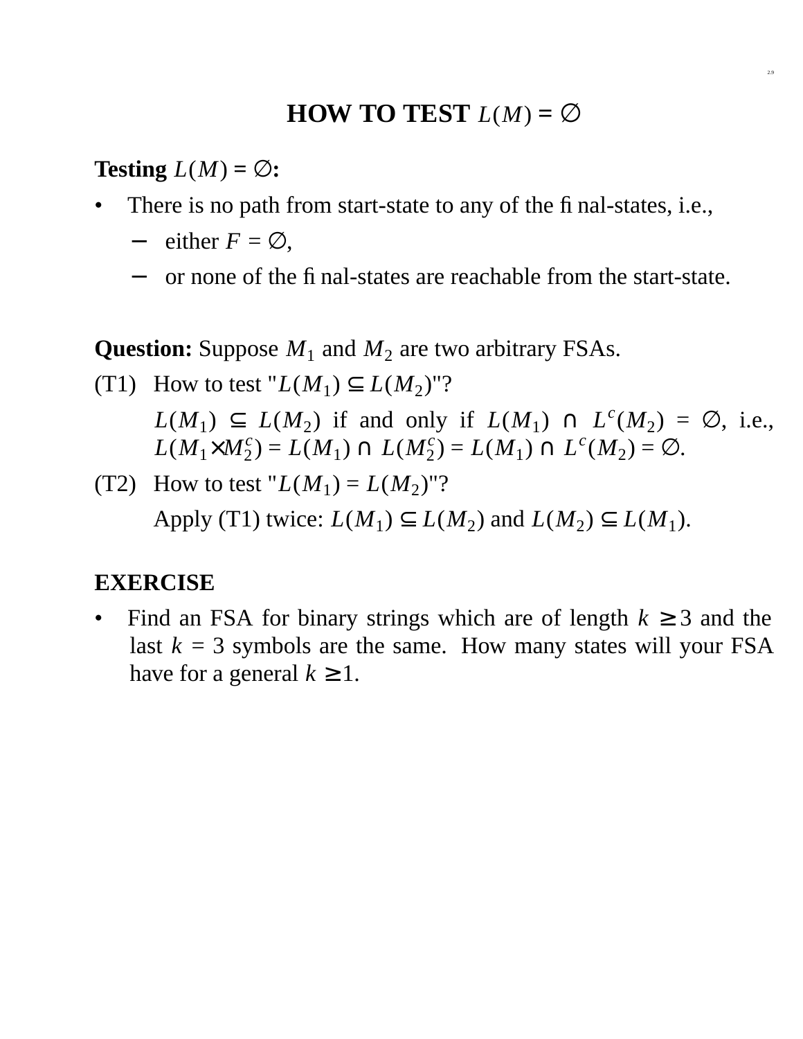# HOW TO TEST $L(M) = \emptyset$

**Testing $L(M) = \emptyset$:**

- There is no path from start-state to any of the final-states, i.e.,
  - either $F = \emptyset$,
  - or none of the final-states are reachable from the start-state.

**Question:** Suppose $M_1$ and $M_2$ are two arbitrary FSAs.

(T1) How to test "$L(M_1) \subseteq L(M_2)$"?

$L(M_1) \subseteq L(M_2)$ if and only if $L(M_1) \cap L^c(M_2) = \emptyset$, i.e., $L(M_1 \times M_2^c) = L(M_1) \cap L(M_2^c) = L(M_1) \cap L^c(M_2) = \emptyset$.

(T2) How to test "$L(M_1) = L(M_2)$"?

Apply (T1) twice: $L(M_1) \subseteq L(M_2)$ and $L(M_2) \subseteq L(M_1)$.

**EXERCISE**

- Find an FSA for binary strings which are of length $k \geq 3$ and the last $k = 3$ symbols are the same. How many states will your FSA have for a general $k \geq 1$.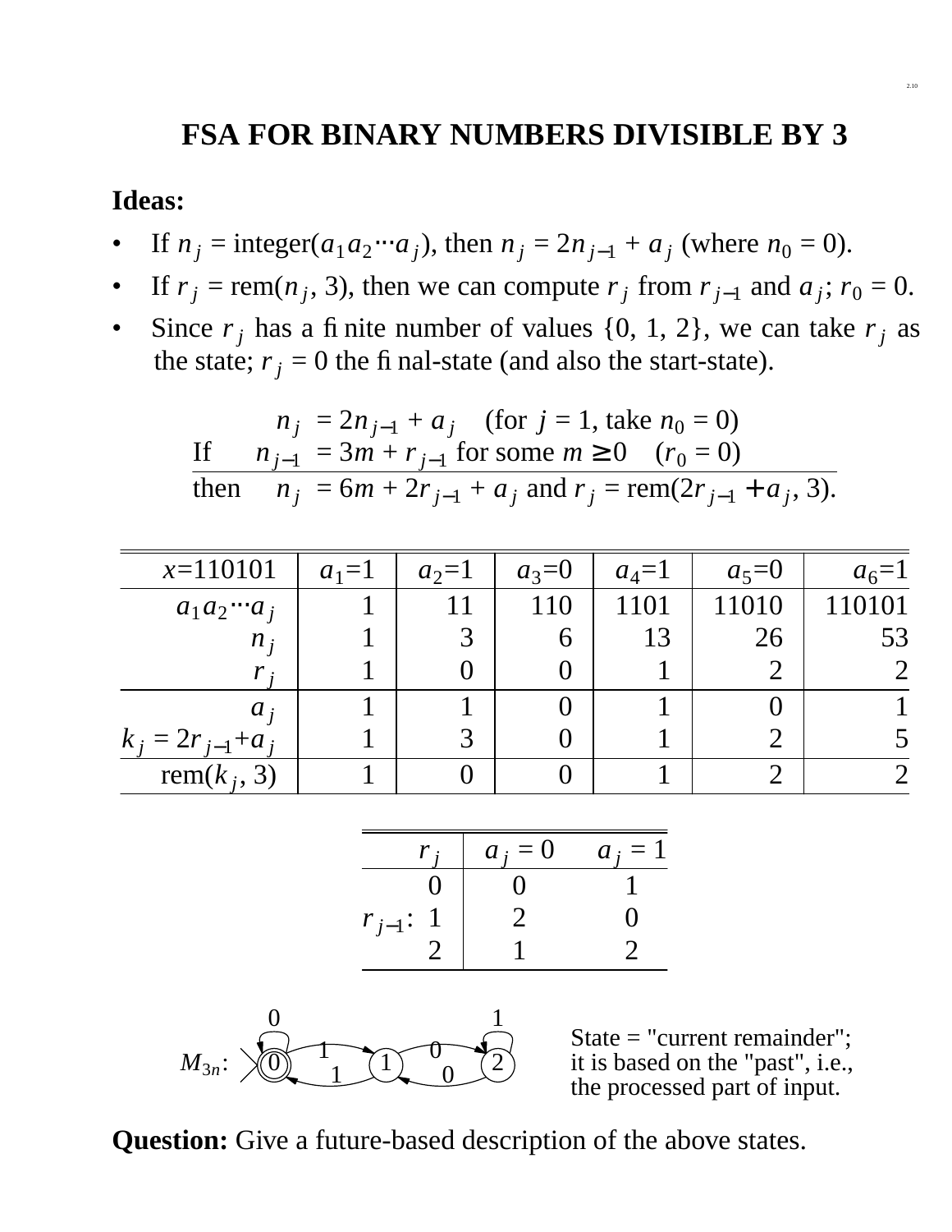# FSA FOR BINARY NUMBERS DIVISIBLE BY 3

**Ideas:**

- If $n_j$ = integer($a_1 a_2 \cdots a_j$), then $n_j = 2n_{j-1} + a_j$ (where $n_0 = 0$).
- If $r_j$ = rem($n_j$, 3), then we can compute $r_j$ from $r_{j-1}$ and $a_j$; $r_0 = 0$.
- Since $r_j$ has a finite number of values {0, 1, 2}, we can take $r_j$ as the state; $r_j = 0$ the final-state (and also the start-state).

| | | |
|---|---|---|
| | $n_j$ | $= 2n_{j-1} + a_j$ (for $j = 1$, take $n_0 = 0$) |
| If | $n_{j-1}$ | $= 3m + r_{j-1}$ for some $m \geq 0$ ($r_0 = 0$) |
| then | $n_j$ | $= 6m + 2r_{j-1} + a_j$ and $r_j = \text{rem}(2r_{j-1} + a_j, 3)$. |

| $x$=110101 | $a_1$=1 | $a_2$=1 | $a_3$=0 | $a_4$=1 | $a_5$=0 | $a_6$=1 |
|---|---|---|---|---|---|---|
| $a_1 a_2 \cdots a_j$ | 1 | 11 | 110 | 1101 | 11010 | 110101 |
| $n_j$ | 1 | 3 | 6 | 13 | 26 | 53 |
| $r_j$ | 1 | 0 | 0 | 1 | 2 | 2 |
| $a_j$ | 1 | 1 | 0 | 1 | 0 | 1 |
| $k_j = 2r_{j-1} + a_j$ | 1 | 3 | 0 | 1 | 2 | 5 |
| rem($k_j$, 3) | 1 | 0 | 0 | 1 | 2 | 2 |

| | $r_j$ | $a_j = 0$ | $a_j = 1$ |
|---|---|---|---|
| | 0 | 0 | 1 |
| $r_{j-1}$: | 1 | 2 | 0 |
| | 2 | 1 | 2 |

$M_{3n}$: states 0 (start, final), 1, 2; transitions: 0 –0→ 0, 0 –1→ 1, 1 –1→ 0, 1 –0→ 2, 2 –0→ 1, 2 –1→ 2.

State = "current remainder"; it is based on the "past", i.e., the processed part of input.

**Question:** Give a future-based description of the above states.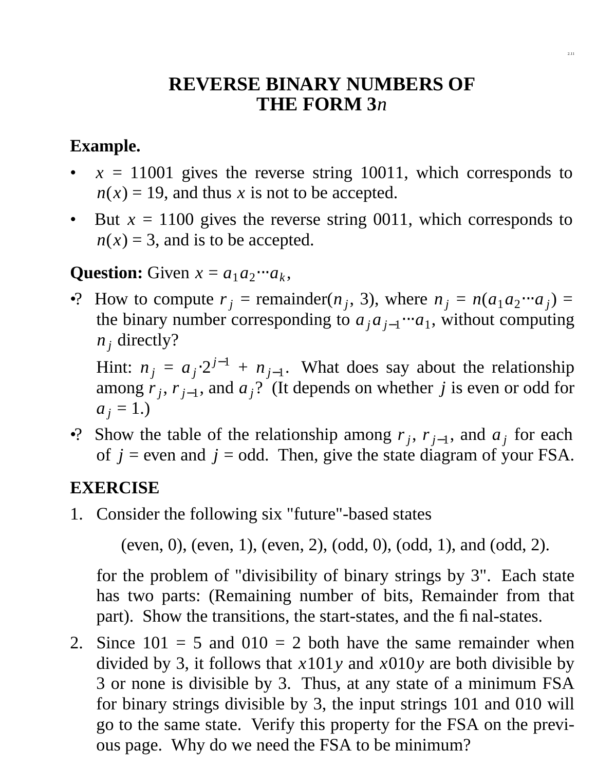# REVERSE BINARY NUMBERS OF THE FORM 3*n*

**Example.**

- $x$ = 11001 gives the reverse string 10011, which corresponds to $n(x)$ = 19, and thus $x$ is not to be accepted.
- But $x$ = 1100 gives the reverse string 0011, which corresponds to $n(x)$ = 3, and is to be accepted.

**Question:** Given $x = a_1 a_2 \cdots a_k$,

•? How to compute $r_j$ = remainder($n_j$, 3), where $n_j = n(a_1 a_2 \cdots a_j)$ = the binary number corresponding to $a_j a_{j-1} \cdots a_1$, without computing $n_j$ directly?

Hint: $n_j = a_j \cdot 2^{j-1} + n_{j-1}$. What does say about the relationship among $r_j$, $r_{j-1}$, and $a_j$? (It depends on whether $j$ is even or odd for $a_j = 1$.)

•? Show the table of the relationship among $r_j$, $r_{j-1}$, and $a_j$ for each of $j$ = even and $j$ = odd. Then, give the state diagram of your FSA.

**EXERCISE**

1. Consider the following six "future"-based states

   (even, 0), (even, 1), (even, 2), (odd, 0), (odd, 1), and (odd, 2).

   for the problem of "divisibility of binary strings by 3". Each state has two parts: (Remaining number of bits, Remainder from that part). Show the transitions, the start-states, and the final-states.

2. Since 101 = 5 and 010 = 2 both have the same remainder when divided by 3, it follows that $x101y$ and $x010y$ are both divisible by 3 or none is divisible by 3. Thus, at any state of a minimum FSA for binary strings divisible by 3, the input strings 101 and 010 will go to the same state. Verify this property for the FSA on the previous page. Why do we need the FSA to be minimum?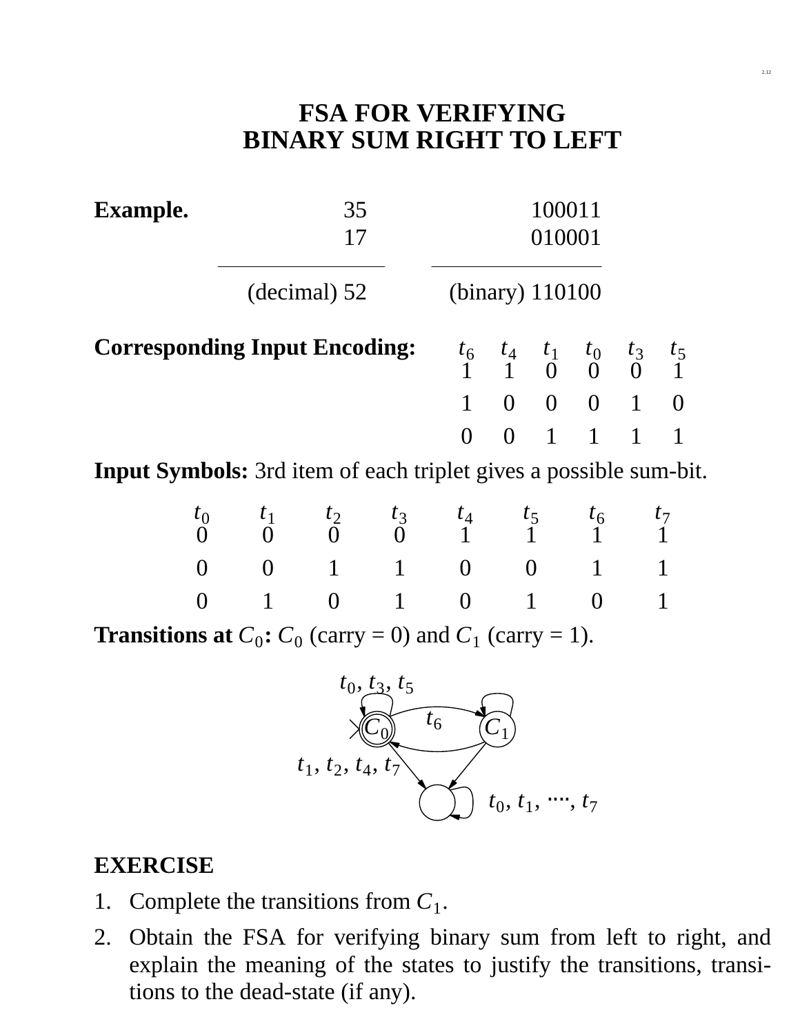# FSA FOR VERIFYING BINARY SUM RIGHT TO LEFT

**Example.**

| | decimal | binary |
|---|---|---|
| | 35 | 100011 |
| | 17 | 010001 |
| | (decimal) 52 | (binary) 110100 |

**Corresponding Input Encoding:**

| $t_6$ | $t_4$ | $t_1$ | $t_0$ | $t_3$ | $t_5$ |
|---|---|---|---|---|---|
| 1 | 1 | 0 | 0 | 0 | 1 |
| 1 | 0 | 0 | 0 | 1 | 0 |
| 0 | 0 | 1 | 1 | 1 | 1 |

**Input Symbols:** 3rd item of each triplet gives a possible sum-bit.

| $t_0$ | $t_1$ | $t_2$ | $t_3$ | $t_4$ | $t_5$ | $t_6$ | $t_7$ |
|---|---|---|---|---|---|---|---|
| 0 | 0 | 0 | 0 | 1 | 1 | 1 | 1 |
| 0 | 0 | 1 | 1 | 0 | 0 | 1 | 1 |
| 0 | 1 | 0 | 1 | 0 | 1 | 0 | 1 |

**Transitions at $C_0$:** $C_0$ (carry = 0) and $C_1$ (carry = 1).

$C_0$: loop on $t_0, t_3, t_5$; $t_6$ to $C_1$; $t_1, t_2, t_4, t_7$ to dead state. Dead state: loop on $t_0, t_1, \cdots, t_7$.

**EXERCISE**

1. Complete the transitions from $C_1$.
2. Obtain the FSA for verifying binary sum from left to right, and explain the meaning of the states to justify the transitions, transitions to the dead-state (if any).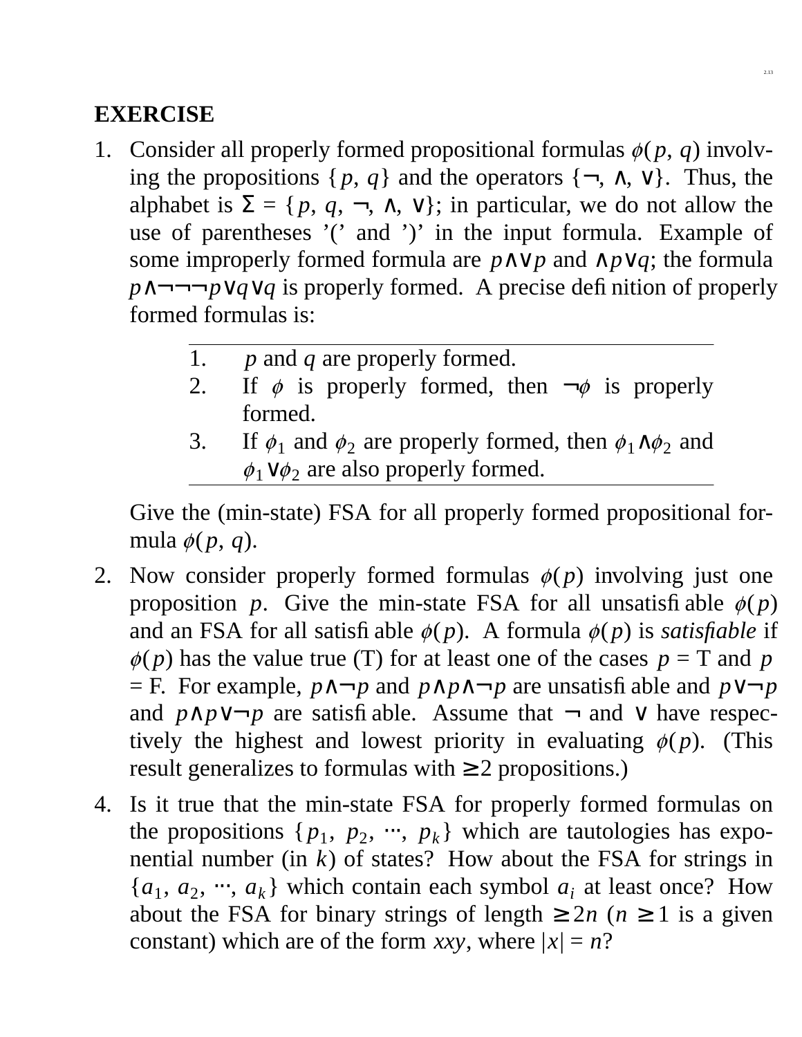**EXERCISE**

1. Consider all properly formed propositional formulas $\phi(p, q)$ involving the propositions $\{p, q\}$ and the operators $\{\neg, \wedge, \vee\}$. Thus, the alphabet is $\Sigma = \{p, q, \neg, \wedge, \vee\}$; in particular, we do not allow the use of parentheses '(' and ')' in the input formula. Example of some improperly formed formula are $p\wedge\vee p$ and $\wedge p\vee q$; the formula $p\wedge\neg\neg\neg p\vee q\vee q$ is properly formed. A precise definition of properly formed formulas is:

   | | |
   |---|---|
   | 1. | $p$ and $q$ are properly formed. |
   | 2. | If $\phi$ is properly formed, then $\neg\phi$ is properly formed. |
   | 3. | If $\phi_1$ and $\phi_2$ are properly formed, then $\phi_1\wedge\phi_2$ and $\phi_1\vee\phi_2$ are also properly formed. |

   Give the (min-state) FSA for all properly formed propositional formula $\phi(p, q)$.

2. Now consider properly formed formulas $\phi(p)$ involving just one proposition $p$. Give the min-state FSA for all unsatisfiable $\phi(p)$ and an FSA for all satisfiable $\phi(p)$. A formula $\phi(p)$ is *satisfiable* if $\phi(p)$ has the value true (T) for at least one of the cases $p$ = T and $p$ = F. For example, $p\wedge\neg p$ and $p\wedge p\wedge\neg p$ are unsatisfiable and $p\vee\neg p$ and $p\wedge p\vee\neg p$ are satisfiable. Assume that $\neg$ and $\vee$ have respectively the highest and lowest priority in evaluating $\phi(p)$. (This result generalizes to formulas with $\geq 2$ propositions.)

4. Is it true that the min-state FSA for properly formed formulas on the propositions $\{p_1, p_2, \cdots, p_k\}$ which are tautologies has exponential number (in $k$) of states? How about the FSA for strings in $\{a_1, a_2, \cdots, a_k\}$ which contain each symbol $a_i$ at least once? How about the FSA for binary strings of length $\geq 2n$ ($n \geq 1$ is a given constant) which are of the form $xxy$, where $|x| = n$?